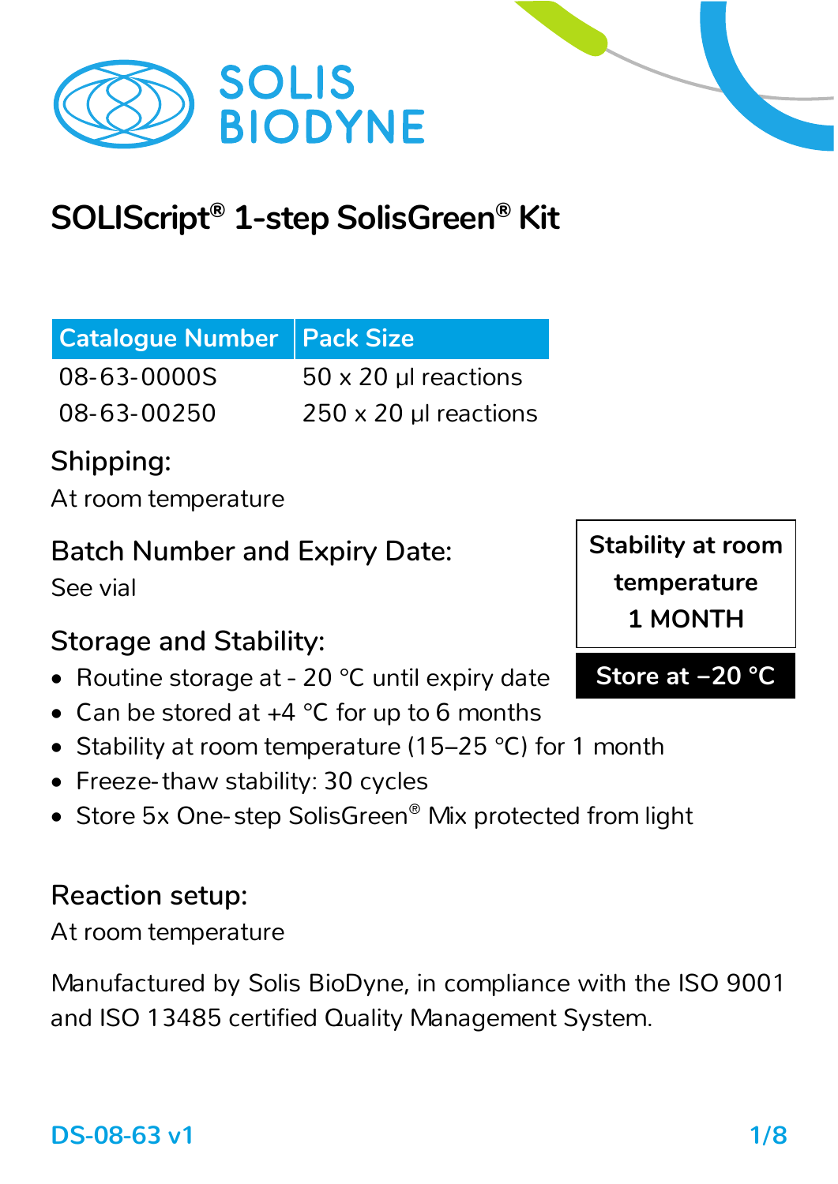SOLIS BIODYNE

# SOLIScript® 1-step SolisGreen® Kit

| Catalogue Number | Pack Size |
|---|---|
| 08-63-0000S | 50 x 20 µl reactions |
| 08-63-00250 | 250 x 20 µl reactions |

## Shipping:

At room temperature

## Batch Number and Expiry Date:

See vial

**Stability at room temperature 1 MONTH**

**Store at −20 °C**

## Storage and Stability:

- Routine storage at - 20 °C until expiry date
- Can be stored at +4 °C for up to 6 months
- Stability at room temperature (15–25 °C) for 1 month
- Freeze-thaw stability: 30 cycles
- Store 5x One-step SolisGreen® Mix protected from light

## Reaction setup:

At room temperature

Manufactured by Solis BioDyne, in compliance with the ISO 9001 and ISO 13485 certified Quality Management System.

DS-08-63 v1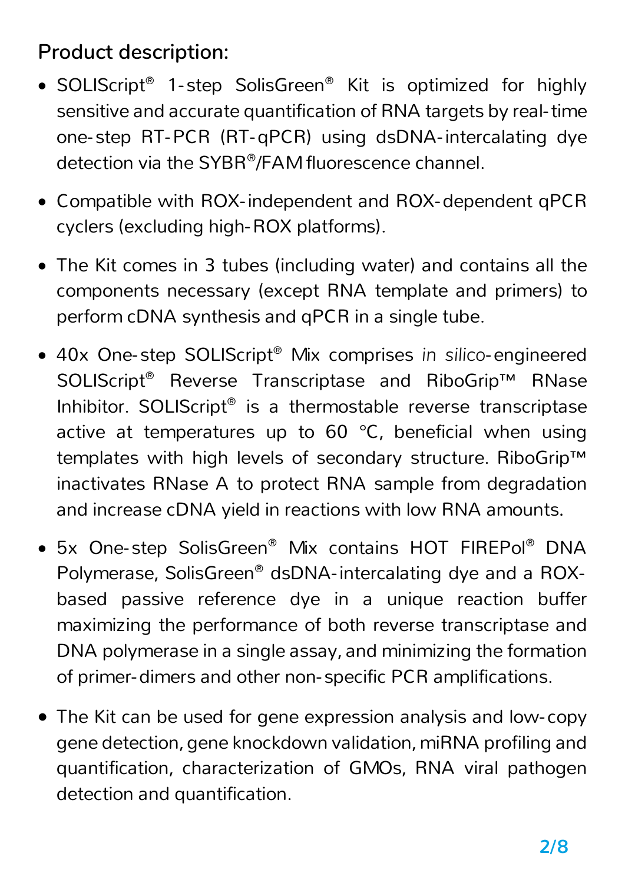## Product description:

- SOLIScript® 1-step SolisGreen® Kit is optimized for highly sensitive and accurate quantification of RNA targets by real-time one-step RT-PCR (RT-qPCR) using dsDNA-intercalating dye detection via the SYBR®/FAM fluorescence channel.
- Compatible with ROX-independent and ROX-dependent qPCR cyclers (excluding high-ROX platforms).
- The Kit comes in 3 tubes (including water) and contains all the components necessary (except RNA template and primers) to perform cDNA synthesis and qPCR in a single tube.
- 40x One-step SOLIScript® Mix comprises *in silico*-engineered SOLIScript® Reverse Transcriptase and RiboGrip™ RNase Inhibitor. SOLIScript® is a thermostable reverse transcriptase active at temperatures up to 60 °C, beneficial when using templates with high levels of secondary structure. RiboGrip™ inactivates RNase A to protect RNA sample from degradation and increase cDNA yield in reactions with low RNA amounts.
- 5x One-step SolisGreen® Mix contains HOT FIREPol® DNA Polymerase, SolisGreen® dsDNA-intercalating dye and a ROX-based passive reference dye in a unique reaction buffer maximizing the performance of both reverse transcriptase and DNA polymerase in a single assay, and minimizing the formation of primer-dimers and other non-specific PCR amplifications.
- The Kit can be used for gene expression analysis and low-copy gene detection, gene knockdown validation, miRNA profiling and quantification, characterization of GMOs, RNA viral pathogen detection and quantification.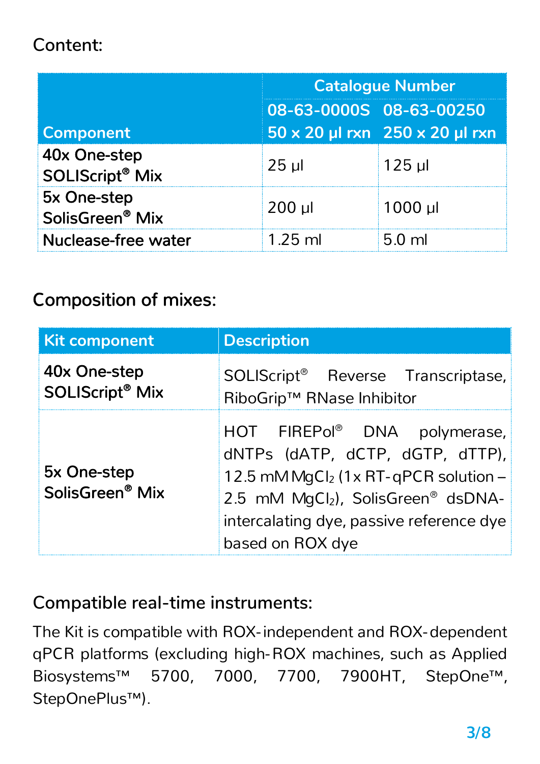Content:

| Component | Catalogue Number | |
|---|---|---|
| | 08-63-0000S 50 x 20 µl rxn | 08-63-00250 250 x 20 µl rxn |
| 40x One-step SOLIScript® Mix | 25 µl | 125 µl |
| 5x One-step SolisGreen® Mix | 200 µl | 1000 µl |
| Nuclease-free water | 1.25 ml | 5.0 ml |

Composition of mixes:

| Kit component | Description |
|---|---|
| 40x One-step SOLIScript® Mix | SOLIScript® Reverse Transcriptase, RiboGrip™ RNase Inhibitor |
| 5x One-step SolisGreen® Mix | HOT FIREPol® DNA polymerase, dNTPs (dATP, dCTP, dGTP, dTTP), 12.5 mM $MgCl_2$ (1x RT-qPCR solution – 2.5 mM $MgCl_2$), SolisGreen® dsDNA-intercalating dye, passive reference dye based on ROX dye |

Compatible real-time instruments:

The Kit is compatible with ROX-independent and ROX-dependent qPCR platforms (excluding high-ROX machines, such as Applied Biosystems™ 5700, 7000, 7700, 7900HT, StepOne™, StepOnePlus™).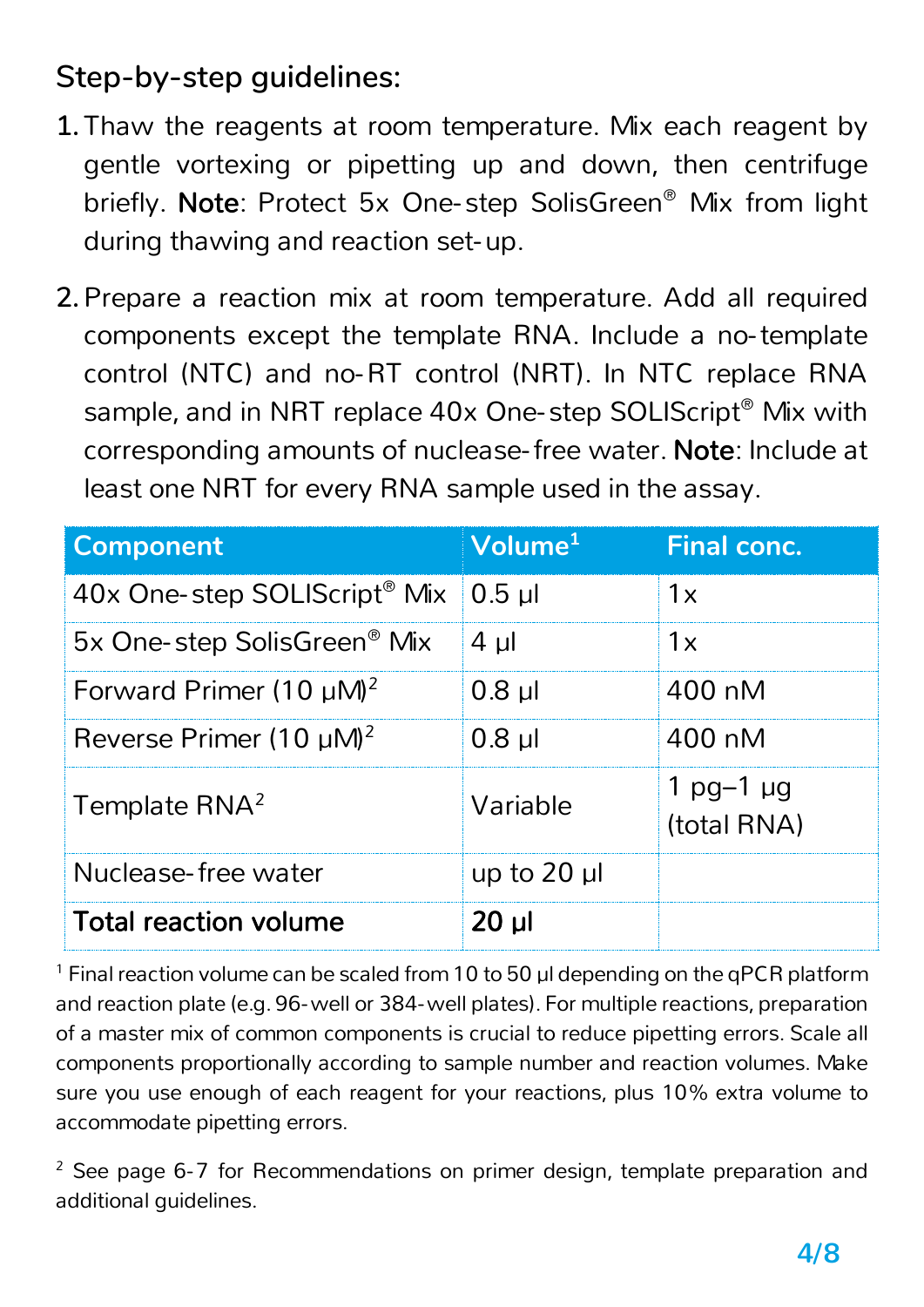## Step-by-step guidelines:

1. Thaw the reagents at room temperature. Mix each reagent by gentle vortexing or pipetting up and down, then centrifuge briefly. **Note**: Protect 5x One-step SolisGreen® Mix from light during thawing and reaction set-up.

2. Prepare a reaction mix at room temperature. Add all required components except the template RNA. Include a no-template control (NTC) and no-RT control (NRT). In NTC replace RNA sample, and in NRT replace 40x One-step SOLIScript® Mix with corresponding amounts of nuclease-free water. **Note**: Include at least one NRT for every RNA sample used in the assay.

| Component | Volume[1] | Final conc. |
|---|---|---|
| 40x One-step SOLIScript® Mix | 0.5 µl | 1x |
| 5x One-step SolisGreen® Mix | 4 µl | 1x |
| Forward Primer (10 µM)[2] | 0.8 µl | 400 nM |
| Reverse Primer (10 µM)[2] | 0.8 µl | 400 nM |
| Template RNA[2] | Variable | 1 pg–1 µg (total RNA) |
| Nuclease-free water | up to 20 µl | |
| **Total reaction volume** | **20 µl** | |

[1] Final reaction volume can be scaled from 10 to 50 µl depending on the qPCR platform and reaction plate (e.g. 96-well or 384-well plates). For multiple reactions, preparation of a master mix of common components is crucial to reduce pipetting errors. Scale all components proportionally according to sample number and reaction volumes. Make sure you use enough of each reagent for your reactions, plus 10% extra volume to accommodate pipetting errors.

[2] See page 6-7 for Recommendations on primer design, template preparation and additional guidelines.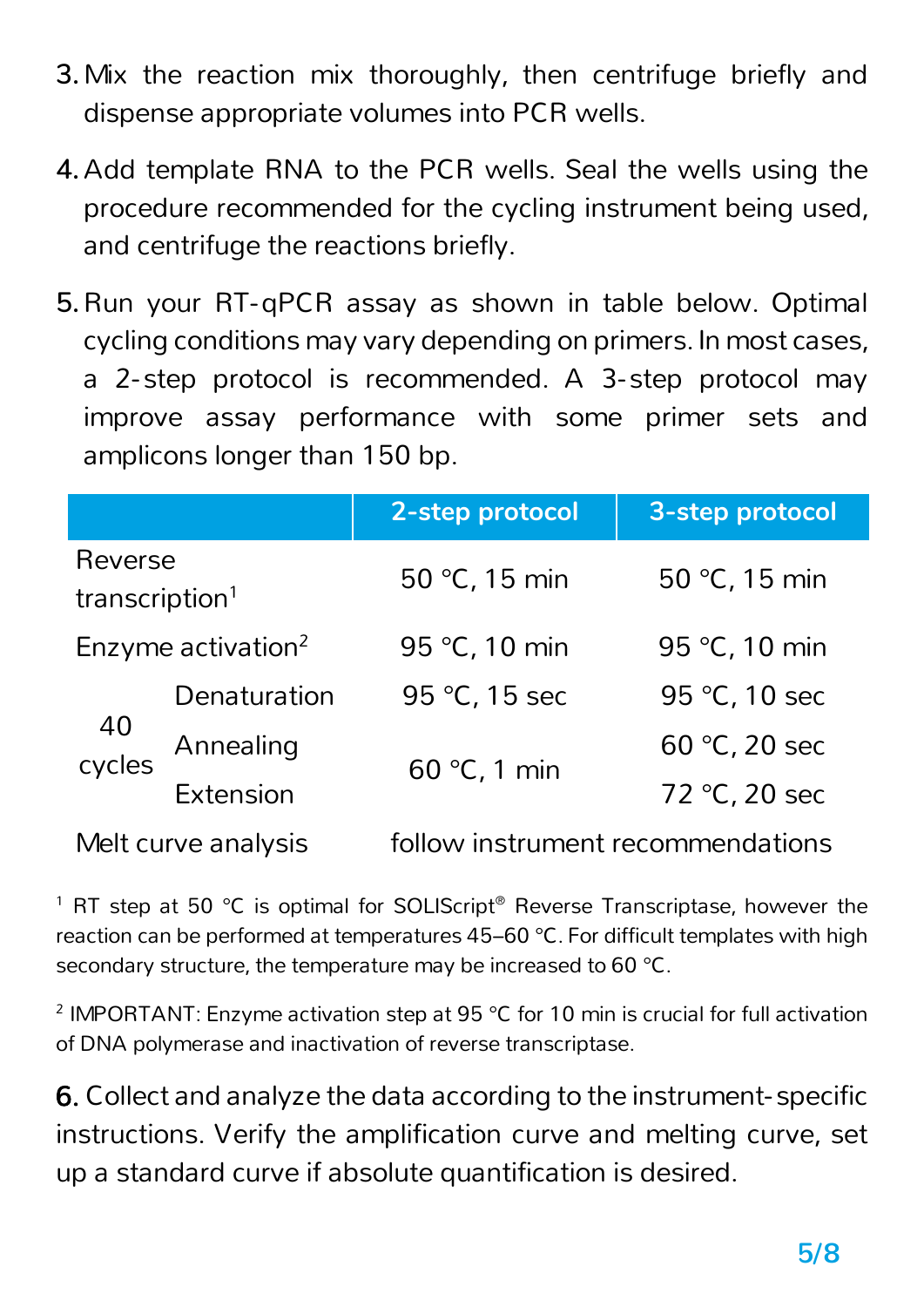3. Mix the reaction mix thoroughly, then centrifuge briefly and dispense appropriate volumes into PCR wells.
4. Add template RNA to the PCR wells. Seal the wells using the procedure recommended for the cycling instrument being used, and centrifuge the reactions briefly.
5. Run your RT-qPCR assay as shown in table below. Optimal cycling conditions may vary depending on primers. In most cases, a 2-step protocol is recommended. A 3-step protocol may improve assay performance with some primer sets and amplicons longer than 150 bp.

| | | 2-step protocol | 3-step protocol |
|---|---|---|---|
| Reverse transcription[1] | | 50 °C, 15 min | 50 °C, 15 min |
| Enzyme activation[2] | | 95 °C, 10 min | 95 °C, 10 min |
| 40 cycles | Denaturation | 95 °C, 15 sec | 95 °C, 10 sec |
| | Annealing | 60 °C, 1 min | 60 °C, 20 sec |
| | Extension | | 72 °C, 20 sec |
| Melt curve analysis | | follow instrument recommendations | |

[1] RT step at 50 °C is optimal for SOLIScript® Reverse Transcriptase, however the reaction can be performed at temperatures 45–60 °C. For difficult templates with high secondary structure, the temperature may be increased to 60 °C.

[2] IMPORTANT: Enzyme activation step at 95 °C for 10 min is crucial for full activation of DNA polymerase and inactivation of reverse transcriptase.

6. Collect and analyze the data according to the instrument-specific instructions. Verify the amplification curve and melting curve, set up a standard curve if absolute quantification is desired.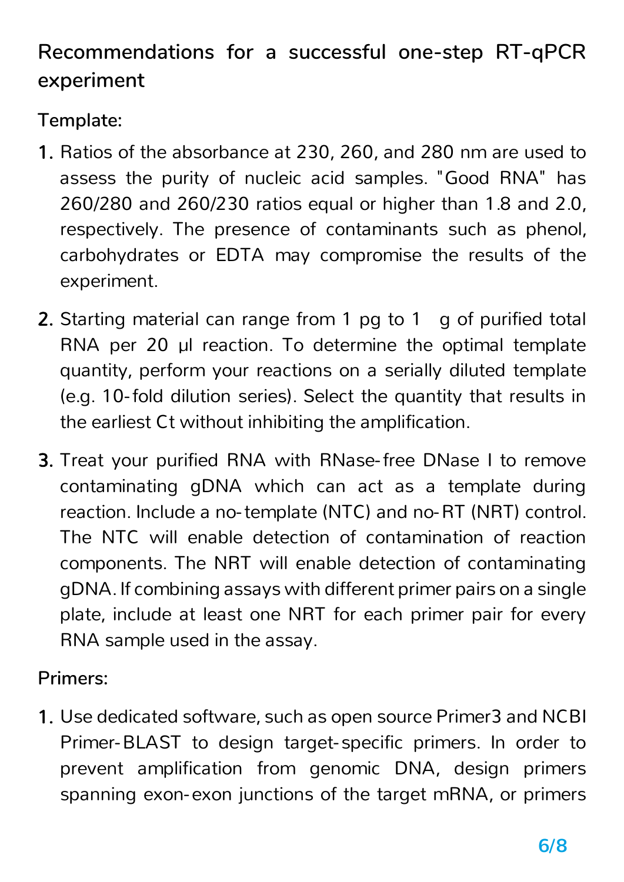## Recommendations for a successful one-step RT-qPCR experiment

### Template:

1. Ratios of the absorbance at 230, 260, and 280 nm are used to assess the purity of nucleic acid samples. "Good RNA" has 260/280 and 260/230 ratios equal or higher than 1.8 and 2.0, respectively. The presence of contaminants such as phenol, carbohydrates or EDTA may compromise the results of the experiment.
2. Starting material can range from 1 pg to 1   g of purified total RNA per 20 µl reaction. To determine the optimal template quantity, perform your reactions on a serially diluted template (e.g. 10-fold dilution series). Select the quantity that results in the earliest Ct without inhibiting the amplification.
3. Treat your purified RNA with RNase-free DNase I to remove contaminating gDNA which can act as a template during reaction. Include a no-template (NTC) and no-RT (NRT) control. The NTC will enable detection of contamination of reaction components. The NRT will enable detection of contaminating gDNA. If combining assays with different primer pairs on a single plate, include at least one NRT for each primer pair for every RNA sample used in the assay.

### Primers:

1. Use dedicated software, such as open source Primer3 and NCBI Primer-BLAST to design target-specific primers. In order to prevent amplification from genomic DNA, design primers spanning exon-exon junctions of the target mRNA, or primers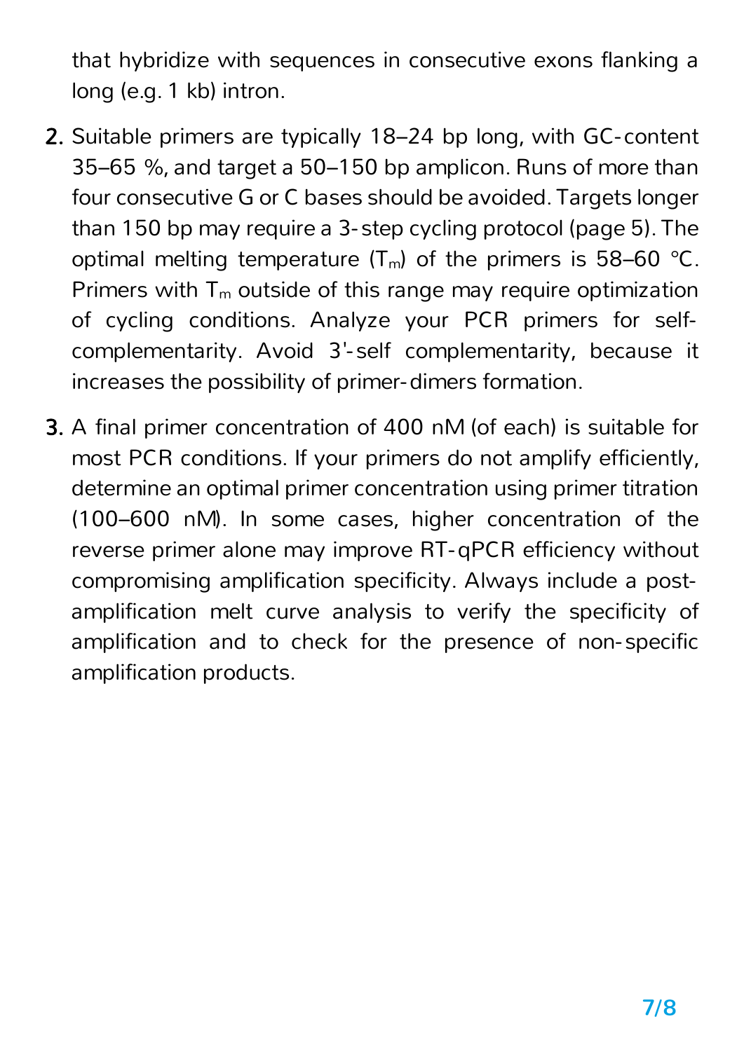that hybridize with sequences in consecutive exons flanking a long (e.g. 1 kb) intron.

2. Suitable primers are typically 18–24 bp long, with GC-content 35–65 %, and target a 50–150 bp amplicon. Runs of more than four consecutive G or C bases should be avoided. Targets longer than 150 bp may require a 3-step cycling protocol (page 5). The optimal melting temperature ($T_m$) of the primers is 58–60 °C. Primers with $T_m$ outside of this range may require optimization of cycling conditions. Analyze your PCR primers for self-complementarity. Avoid 3'-self complementarity, because it increases the possibility of primer-dimers formation.

3. A final primer concentration of 400 nM (of each) is suitable for most PCR conditions. If your primers do not amplify efficiently, determine an optimal primer concentration using primer titration (100–600 nM). In some cases, higher concentration of the reverse primer alone may improve RT-qPCR efficiency without compromising amplification specificity. Always include a post-amplification melt curve analysis to verify the specificity of amplification and to check for the presence of non-specific amplification products.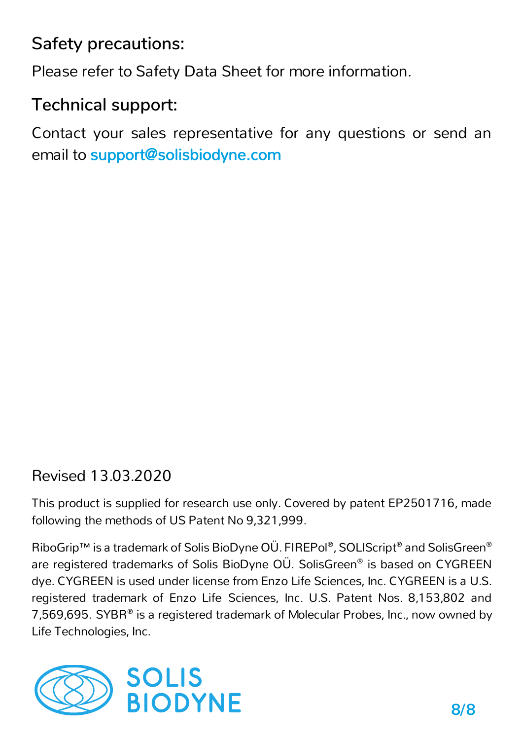## Safety precautions:

Please refer to Safety Data Sheet for more information.

## Technical support:

Contact your sales representative for any questions or send an email to support@solisbiodyne.com

Revised 13.03.2020

This product is supplied for research use only. Covered by patent EP2501716, made following the methods of US Patent No 9,321,999.

RiboGrip™ is a trademark of Solis BioDyne OÜ. FIREPol®, SOLIScript® and SolisGreen® are registered trademarks of Solis BioDyne OÜ. SolisGreen® is based on CYGREEN dye. CYGREEN is used under license from Enzo Life Sciences, Inc. CYGREEN is a U.S. registered trademark of Enzo Life Sciences, Inc. U.S. Patent Nos. 8,153,802 and 7,569,695. SYBR® is a registered trademark of Molecular Probes, Inc., now owned by Life Technologies, Inc.

SOLIS BIODYNE